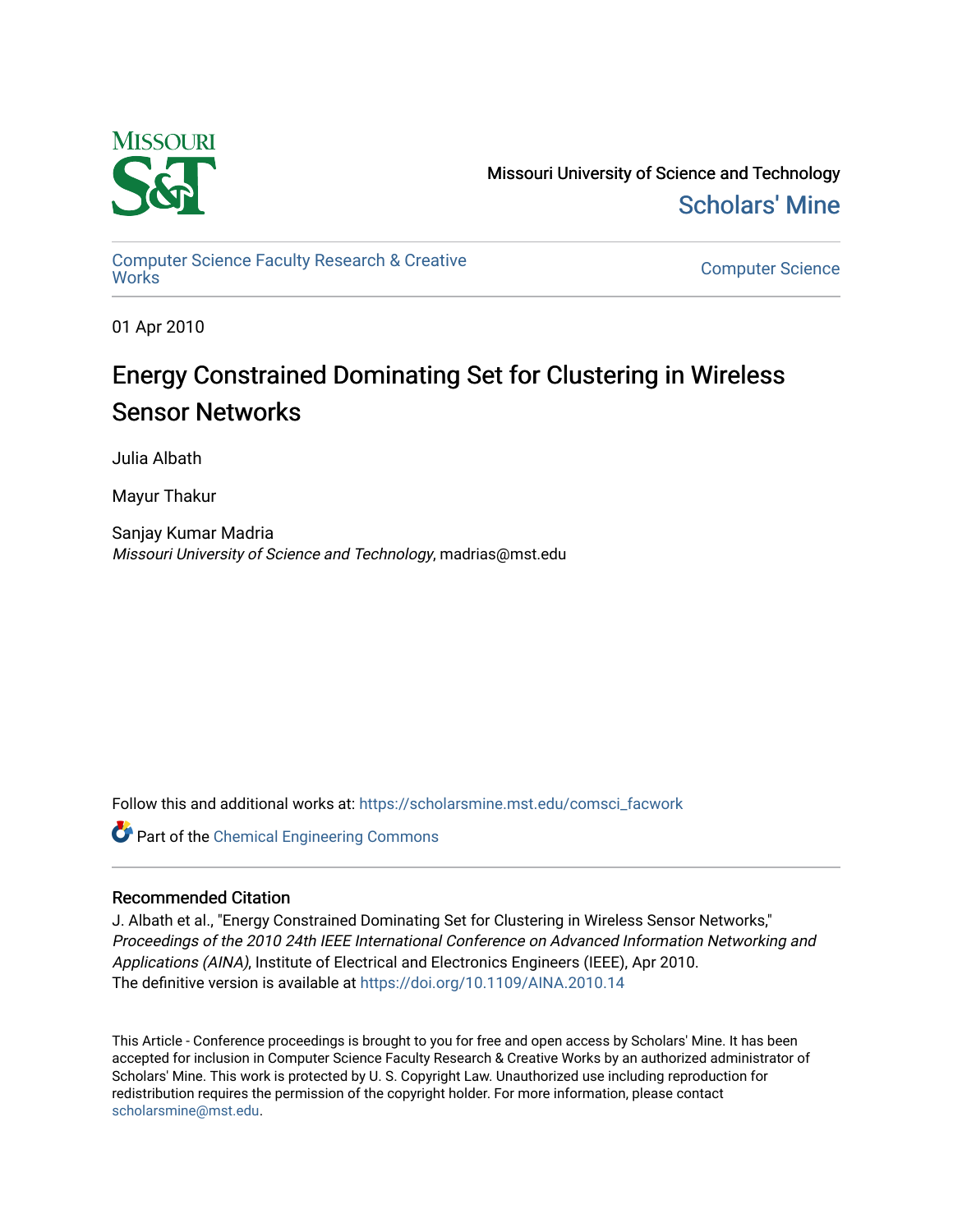Missouri University of Science and Technology

Scholars' Mine

Computer Science Faculty Research & Creative Works

Computer Science

01 Apr 2010

# Energy Constrained Dominating Set for Clustering in Wireless Sensor Networks

Julia Albath

Mayur Thakur

Sanjay Kumar Madria
*Missouri University of Science and Technology*, madrias@mst.edu

Follow this and additional works at: https://scholarsmine.mst.edu/comsci_facwork

Part of the Chemical Engineering Commons

## Recommended Citation

J. Albath et al., "Energy Constrained Dominating Set for Clustering in Wireless Sensor Networks," *Proceedings of the 2010 24th IEEE International Conference on Advanced Information Networking and Applications (AINA)*, Institute of Electrical and Electronics Engineers (IEEE), Apr 2010.
The definitive version is available at https://doi.org/10.1109/AINA.2010.14

This Article - Conference proceedings is brought to you for free and open access by Scholars' Mine. It has been accepted for inclusion in Computer Science Faculty Research & Creative Works by an authorized administrator of Scholars' Mine. This work is protected by U. S. Copyright Law. Unauthorized use including reproduction for redistribution requires the permission of the copyright holder. For more information, please contact scholarsmine@mst.edu.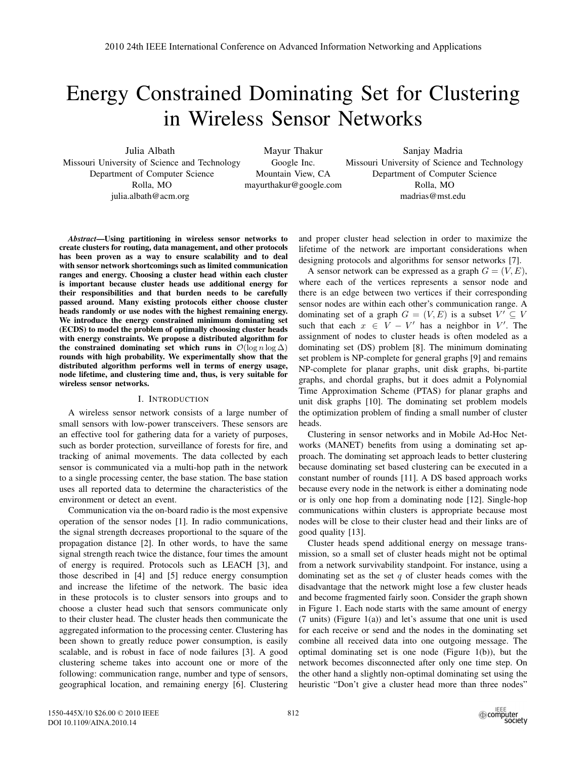# Energy Constrained Dominating Set for Clustering in Wireless Sensor Networks

Julia Albath
Missouri University of Science and Technology
Department of Computer Science
Rolla, MO
julia.albath@acm.org

Mayur Thakur
Google Inc.
Mountain View, CA
mayurthakur@google.com

Sanjay Madria
Missouri University of Science and Technology
Department of Computer Science
Rolla, MO
madrias@mst.edu

***Abstract*—Using partitioning in wireless sensor networks to create clusters for routing, data management, and other protocols has been proven as a way to ensure scalability and to deal with sensor network shortcomings such as limited communication ranges and energy. Choosing a cluster head within each cluster is important because cluster heads use additional energy for their responsibilities and that burden needs to be carefully passed around. Many existing protocols either choose cluster heads randomly or use nodes with the highest remaining energy. We introduce the energy constrained minimum dominating set (ECDS) to model the problem of optimally choosing cluster heads with energy constraints. We propose a distributed algorithm for the constrained dominating set which runs in $\mathcal{O}(\log n \log \Delta)$ rounds with high probability. We experimentally show that the distributed algorithm performs well in terms of energy usage, node lifetime, and clustering time and, thus, is very suitable for wireless sensor networks.**

## I. Introduction

A wireless sensor network consists of a large number of small sensors with low-power transceivers. These sensors are an effective tool for gathering data for a variety of purposes, such as border protection, surveillance of forests for fire, and tracking of animal movements. The data collected by each sensor is communicated via a multi-hop path in the network to a single processing center, the base station. The base station uses all reported data to determine the characteristics of the environment or detect an event.

Communication via the on-board radio is the most expensive operation of the sensor nodes [1]. In radio communications, the signal strength decreases proportional to the square of the propagation distance [2]. In other words, to have the same signal strength reach twice the distance, four times the amount of energy is required. Protocols such as LEACH [3], and those described in [4] and [5] reduce energy consumption and increase the lifetime of the network. The basic idea in these protocols is to cluster sensors into groups and to choose a cluster head such that sensors communicate only to their cluster head. The cluster heads then communicate the aggregated information to the processing center. Clustering has been shown to greatly reduce power consumption, is easily scalable, and is robust in face of node failures [3]. A good clustering scheme takes into account one or more of the following: communication range, number and type of sensors, geographical location, and remaining energy [6]. Clustering and proper cluster head selection in order to maximize the lifetime of the network are important considerations when designing protocols and algorithms for sensor networks [7].

A sensor network can be expressed as a graph $G = (V, E)$, where each of the vertices represents a sensor node and there is an edge between two vertices if their corresponding sensor nodes are within each other's communication range. A dominating set of a graph $G = (V, E)$ is a subset $V' \subseteq V$ such that each $x \in V - V'$ has a neighbor in $V'$. The assignment of nodes to cluster heads is often modeled as a dominating set (DS) problem [8]. The minimum dominating set problem is NP-complete for general graphs [9] and remains NP-complete for planar graphs, unit disk graphs, bi-partite graphs, and chordal graphs, but it does admit a Polynomial Time Approximation Scheme (PTAS) for planar graphs and unit disk graphs [10]. The dominating set problem models the optimization problem of finding a small number of cluster heads.

Clustering in sensor networks and in Mobile Ad-Hoc Networks (MANET) benefits from using a dominating set approach. The dominating set approach leads to better clustering because dominating set based clustering can be executed in a constant number of rounds [11]. A DS based approach works because every node in the network is either a dominating node or is only one hop from a dominating node [12]. Single-hop communications within clusters is appropriate because most nodes will be close to their cluster head and their links are of good quality [13].

Cluster heads spend additional energy on message transmission, so a small set of cluster heads might not be optimal from a network survivability standpoint. For instance, using a dominating set as the set $q$ of cluster heads comes with the disadvantage that the network might lose a few cluster heads and become fragmented fairly soon. Consider the graph shown in Figure 1. Each node starts with the same amount of energy (7 units) (Figure 1(a)) and let's assume that one unit is used for each receive or send and the nodes in the dominating set combine all received data into one outgoing message. The optimal dominating set is one node (Figure 1(b)), but the network becomes disconnected after only one time step. On the other hand a slightly non-optimal dominating set using the heuristic "Don't give a cluster head more than three nodes"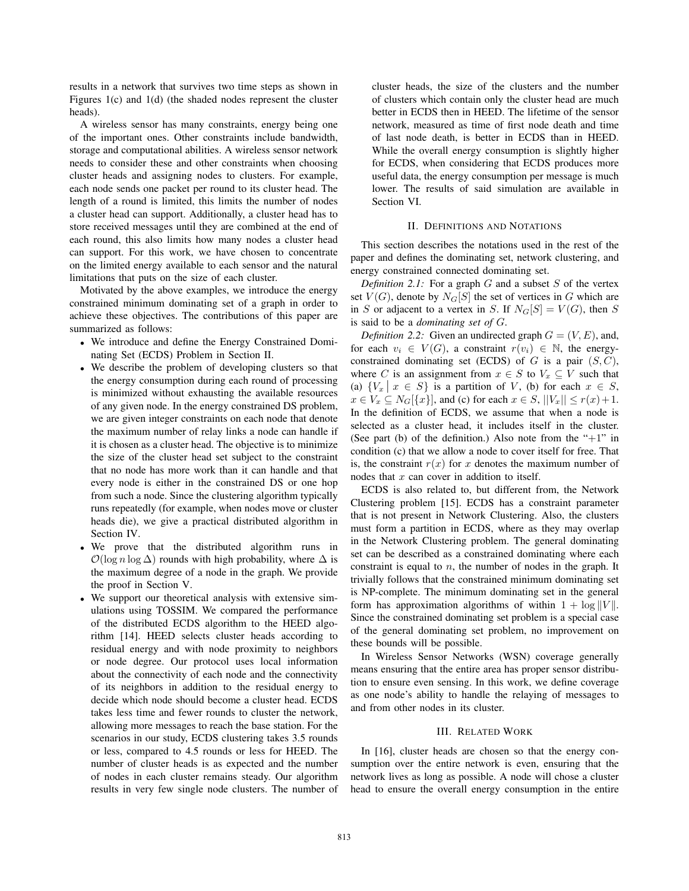results in a network that survives two time steps as shown in Figures 1(c) and 1(d) (the shaded nodes represent the cluster heads).

A wireless sensor has many constraints, energy being one of the important ones. Other constraints include bandwidth, storage and computational abilities. A wireless sensor network needs to consider these and other constraints when choosing cluster heads and assigning nodes to clusters. For example, each node sends one packet per round to its cluster head. The length of a round is limited, this limits the number of nodes a cluster head can support. Additionally, a cluster head has to store received messages until they are combined at the end of each round, this also limits how many nodes a cluster head can support. For this work, we have chosen to concentrate on the limited energy available to each sensor and the natural limitations that puts on the size of each cluster.

Motivated by the above examples, we introduce the energy constrained minimum dominating set of a graph in order to achieve these objectives. The contributions of this paper are summarized as follows:

- We introduce and define the Energy Constrained Dominating Set (ECDS) Problem in Section II.
- We describe the problem of developing clusters so that the energy consumption during each round of processing is minimized without exhausting the available resources of any given node. In the energy constrained DS problem, we are given integer constraints on each node that denote the maximum number of relay links a node can handle if it is chosen as a cluster head. The objective is to minimize the size of the cluster head set subject to the constraint that no node has more work than it can handle and that every node is either in the constrained DS or one hop from such a node. Since the clustering algorithm typically runs repeatedly (for example, when nodes move or cluster heads die), we give a practical distributed algorithm in Section IV.
- We prove that the distributed algorithm runs in $\mathcal{O}(\log n \log \Delta)$ rounds with high probability, where $\Delta$ is the maximum degree of a node in the graph. We provide the proof in Section V.
- We support our theoretical analysis with extensive simulations using TOSSIM. We compared the performance of the distributed ECDS algorithm to the HEED algorithm [14]. HEED selects cluster heads according to residual energy and with node proximity to neighbors or node degree. Our protocol uses local information about the connectivity of each node and the connectivity of its neighbors in addition to the residual energy to decide which node should become a cluster head. ECDS takes less time and fewer rounds to cluster the network, allowing more messages to reach the base station. For the scenarios in our study, ECDS clustering takes 3.5 rounds or less, compared to 4.5 rounds or less for HEED. The number of cluster heads is as expected and the number of nodes in each cluster remains steady. Our algorithm results in very few single node clusters. The number of cluster heads, the size of the clusters and the number of clusters which contain only the cluster head are much better in ECDS then in HEED. The lifetime of the sensor network, measured as time of first node death and time of last node death, is better in ECDS than in HEED. While the overall energy consumption is slightly higher for ECDS, when considering that ECDS produces more useful data, the energy consumption per message is much lower. The results of said simulation are available in Section VI.

## II. Definitions and Notations

This section describes the notations used in the rest of the paper and defines the dominating set, network clustering, and energy constrained connected dominating set.

*Definition 2.1:* For a graph $G$ and a subset $S$ of the vertex set $V(G)$, denote by $N_G[S]$ the set of vertices in $G$ which are in $S$ or adjacent to a vertex in $S$. If $N_G[S] = V(G)$, then $S$ is said to be a *dominating set of* $G$.

*Definition 2.2:* Given an undirected graph $G = (V, E)$, and, for each $v_i \in V(G)$, a constraint $r(v_i) \in \mathbb{N}$, the energy-constrained dominating set (ECDS) of $G$ is a pair $(S, C)$, where $C$ is an assignment from $x \in S$ to $V_x \subseteq V$ such that (a) $\{V_x \mid x \in S\}$ is a partition of $V$, (b) for each $x \in S$, $x \in V_x \subseteq N_G[\{x\}]$, and (c) for each $x \in S$, $||V_x|| \leq r(x)+1$. In the definition of ECDS, we assume that when a node is selected as a cluster head, it includes itself in the cluster. (See part (b) of the definition.) Also note from the "+1" in condition (c) that we allow a node to cover itself for free. That is, the constraint $r(x)$ for $x$ denotes the maximum number of nodes that $x$ can cover in addition to itself.

ECDS is also related to, but different from, the Network Clustering problem [15]. ECDS has a constraint parameter that is not present in Network Clustering. Also, the clusters must form a partition in ECDS, where as they may overlap in the Network Clustering problem. The general dominating set can be described as a constrained dominating where each constraint is equal to $n$, the number of nodes in the graph. It trivially follows that the constrained minimum dominating set is NP-complete. The minimum dominating set in the general form has approximation algorithms of within $1 + \log \|V\|$. Since the constrained dominating set problem is a special case of the general dominating set problem, no improvement on these bounds will be possible.

In Wireless Sensor Networks (WSN) coverage generally means ensuring that the entire area has proper sensor distribution to ensure even sensing. In this work, we define coverage as one node's ability to handle the relaying of messages to and from other nodes in its cluster.

## III. Related Work

In [16], cluster heads are chosen so that the energy consumption over the entire network is even, ensuring that the network lives as long as possible. A node will chose a cluster head to ensure the overall energy consumption in the entire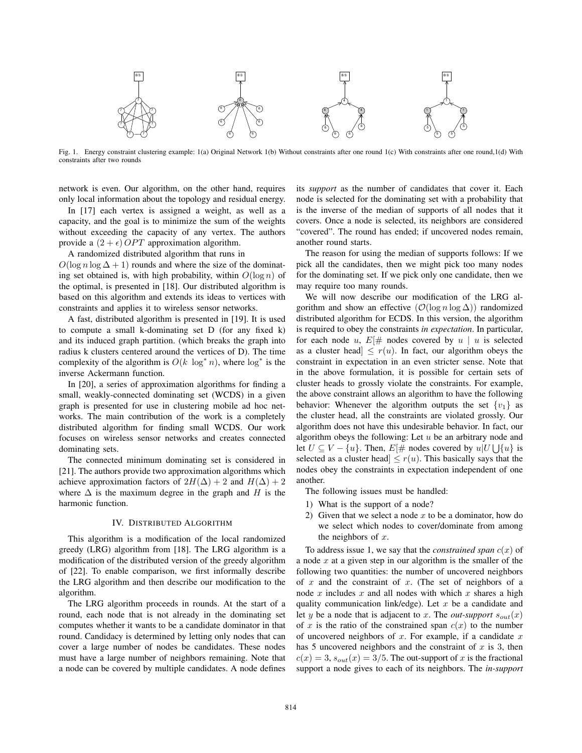Fig. 1. Energy constraint clustering example: 1(a) Original Network 1(b) Without constraints after one round 1(c) With constraints after one round,1(d) With constraints after two rounds

network is even. Our algorithm, on the other hand, requires only local information about the topology and residual energy.

In [17] each vertex is assigned a weight, as well as a capacity, and the goal is to minimize the sum of the weights without exceeding the capacity of any vertex. The authors provide a $(2 + \epsilon) OPT$ approximation algorithm.

A randomized distributed algorithm that runs in $O(\log n \log \Delta + 1)$ rounds and where the size of the dominating set obtained is, with high probability, within $O(\log n)$ of the optimal, is presented in [18]. Our distributed algorithm is based on this algorithm and extends its ideas to vertices with constraints and applies it to wireless sensor networks.

A fast, distributed algorithm is presented in [19]. It is used to compute a small k-dominating set D (for any fixed k) and its induced graph partition. (which breaks the graph into radius k clusters centered around the vertices of D). The time complexity of the algorithm is $O(k \ \log^* n)$, where $\log^*$ is the inverse Ackermann function.

In [20], a series of approximation algorithms for finding a small, weakly-connected dominating set (WCDS) in a given graph is presented for use in clustering mobile ad hoc networks. The main contribution of the work is a completely distributed algorithm for finding small WCDS. Our work focuses on wireless sensor networks and creates connected dominating sets.

The connected minimum dominating set is considered in [21]. The authors provide two approximation algorithms which achieve approximation factors of $2H(\Delta) + 2$ and $H(\Delta) + 2$ where $\Delta$ is the maximum degree in the graph and $H$ is the harmonic function.

## IV. Distributed Algorithm

This algorithm is a modification of the local randomized greedy (LRG) algorithm from [18]. The LRG algorithm is a modification of the distributed version of the greedy algorithm of [22]. To enable comparison, we first informally describe the LRG algorithm and then describe our modification to the algorithm.

The LRG algorithm proceeds in rounds. At the start of a round, each node that is not already in the dominating set computes whether it wants to be a candidate dominator in that round. Candidacy is determined by letting only nodes that can cover a large number of nodes be candidates. These nodes must have a large number of neighbors remaining. Note that a node can be covered by multiple candidates. A node defines its *support* as the number of candidates that cover it. Each node is selected for the dominating set with a probability that is the inverse of the median of supports of all nodes that it covers. Once a node is selected, its neighbors are considered "covered". The round has ended; if uncovered nodes remain, another round starts.

The reason for using the median of supports follows: If we pick all the candidates, then we might pick too many nodes for the dominating set. If we pick only one candidate, then we may require too many rounds.

We will now describe our modification of the LRG algorithm and show an effective ($\mathcal{O}(\log n \log \Delta)$) randomized distributed algorithm for ECDS. In this version, the algorithm is required to obey the constraints *in expectation*. In particular, for each node $u$, $E[\#$ nodes covered by $u \mid u$ is selected as a cluster head$] \leq r(u)$. In fact, our algorithm obeys the constraint in expectation in an even stricter sense. Note that in the above formulation, it is possible for certain sets of cluster heads to grossly violate the constraints. For example, the above constraint allows an algorithm to have the following behavior: Whenever the algorithm outputs the set $\{v_1\}$ as the cluster head, all the constraints are violated grossly. Our algorithm does not have this undesirable behavior. In fact, our algorithm obeys the following: Let $u$ be an arbitrary node and let $U \subseteq V - \{u\}$. Then, $E[\#$ nodes covered by $u | U \bigcup \{u\}$ is selected as a cluster head$] \leq r(u)$. This basically says that the nodes obey the constraints in expectation independent of one another.

The following issues must be handled:

1) What is the support of a node?
2) Given that we select a node $x$ to be a dominator, how do we select which nodes to cover/dominate from among the neighbors of $x$.

To address issue 1, we say that the *constrained span* $c(x)$ of a node $x$ at a given step in our algorithm is the smaller of the following two quantities: the number of uncovered neighbors of $x$ and the constraint of $x$. (The set of neighbors of a node $x$ includes $x$ and all nodes with which $x$ shares a high quality communication link/edge). Let $x$ be a candidate and let $y$ be a node that is adjacent to $x$. The *out-support* $s_{out}(x)$ of $x$ is the ratio of the constrained span $c(x)$ to the number of uncovered neighbors of $x$. For example, if a candidate $x$ has 5 uncovered neighbors and the constraint of $x$ is 3, then $c(x) = 3$, $s_{out}(x) = 3/5$. The out-support of $x$ is the fractional support a node gives to each of its neighbors. The *in-support*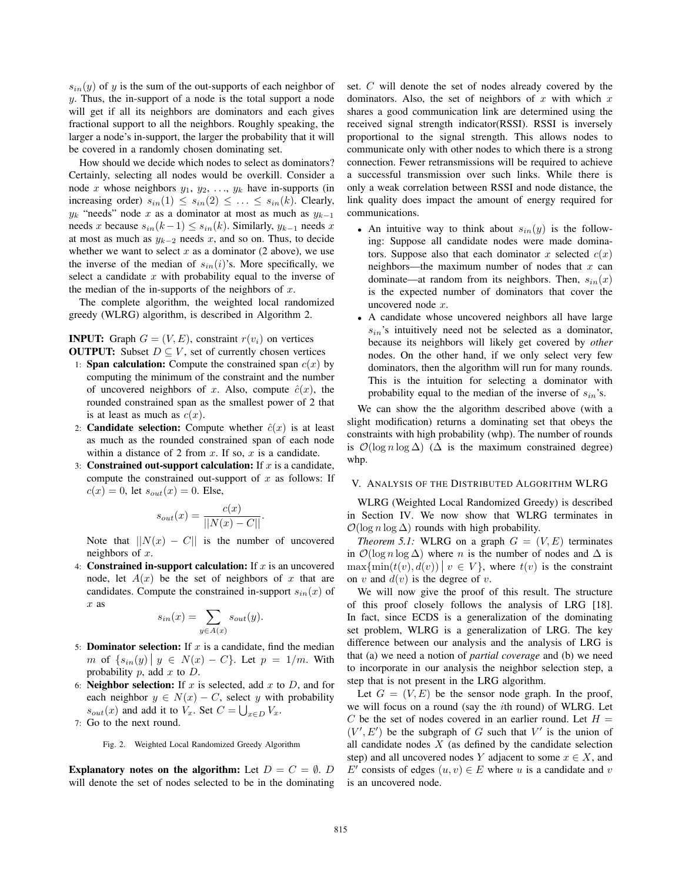$s_{in}(y)$ of $y$ is the sum of the out-supports of each neighbor of $y$. Thus, the in-support of a node is the total support a node will get if all its neighbors are dominators and each gives fractional support to all the neighbors. Roughly speaking, the larger a node's in-support, the larger the probability that it will be covered in a randomly chosen dominating set.

How should we decide which nodes to select as dominators? Certainly, selecting all nodes would be overkill. Consider a node $x$ whose neighbors $y_1$, $y_2$, ..., $y_k$ have in-supports (in increasing order) $s_{in}(1) \leq s_{in}(2) \leq \ldots \leq s_{in}(k)$. Clearly, $y_k$ "needs" node $x$ as a dominator at most as much as $y_{k-1}$ needs $x$ because $s_{in}(k-1) \leq s_{in}(k)$. Similarly, $y_{k-1}$ needs $x$ at most as much as $y_{k-2}$ needs $x$, and so on. Thus, to decide whether we want to select $x$ as a dominator (2 above), we use the inverse of the median of $s_{in}(i)$'s. More specifically, we select a candidate $x$ with probability equal to the inverse of the median of the in-supports of the neighbors of $x$.

The complete algorithm, the weighted local randomized greedy (WLRG) algorithm, is described in Algorithm 2.

**INPUT:** Graph $G = (V, E)$, constraint $r(v_i)$ on vertices
**OUTPUT:** Subset $D \subseteq V$, set of currently chosen vertices

1: **Span calculation:** Compute the constrained span $c(x)$ by computing the minimum of the constraint and the number of uncovered neighbors of $x$. Also, compute $\hat{c}(x)$, the rounded constrained span as the smallest power of 2 that is at least as much as $c(x)$.
2: **Candidate selection:** Compute whether $\hat{c}(x)$ is at least as much as the rounded constrained span of each node within a distance of 2 from $x$. If so, $x$ is a candidate.
3: **Constrained out-support calculation:** If $x$ is a candidate, compute the constrained out-support of $x$ as follows: If $c(x) = 0$, let $s_{out}(x) = 0$. Else,
$$s_{out}(x) = \frac{c(x)}{||N(x) - C||}.$$
Note that $||N(x) - C||$ is the number of uncovered neighbors of $x$.
4: **Constrained in-support calculation:** If $x$ is an uncovered node, let $A(x)$ be the set of neighbors of $x$ that are candidates. Compute the constrained in-support $s_{in}(x)$ of $x$ as
$$s_{in}(x) = \sum_{y \in A(x)} s_{out}(y).$$
5: **Dominator selection:** If $x$ is a candidate, find the median $m$ of $\{s_{in}(y) \mid y \in N(x) - C\}$. Let $p = 1/m$. With probability $p$, add $x$ to $D$.
6: **Neighbor selection:** If $x$ is selected, add $x$ to $D$, and for each neighbor $y \in N(x) - C$, select $y$ with probability $s_{out}(x)$ and add it to $V_x$. Set $C = \bigcup_{x \in D} V_x$.
7: Go to the next round.

Fig. 2. Weighted Local Randomized Greedy Algorithm

**Explanatory notes on the algorithm:** Let $D = C = \emptyset$. $D$ will denote the set of nodes selected to be in the dominating set. $C$ will denote the set of nodes already covered by the dominators. Also, the set of neighbors of $x$ with which $x$ shares a good communication link are determined using the received signal strength indicator(RSSI). RSSI is inversely proportional to the signal strength. This allows nodes to communicate only with other nodes to which there is a strong connection. Fewer retransmissions will be required to achieve a successful transmission over such links. While there is only a weak correlation between RSSI and node distance, the link quality does impact the amount of energy required for communications.

- An intuitive way to think about $s_{in}(y)$ is the following: Suppose all candidate nodes were made dominators. Suppose also that each dominator $x$ selected $c(x)$ neighbors—the maximum number of nodes that $x$ can dominate—at random from its neighbors. Then, $s_{in}(x)$ is the expected number of dominators that cover the uncovered node $x$.
- A candidate whose uncovered neighbors all have large $s_{in}$'s intuitively need not be selected as a dominator, because its neighbors will likely get covered by *other* nodes. On the other hand, if we only select very few dominators, then the algorithm will run for many rounds. This is the intuition for selecting a dominator with probability equal to the median of the inverse of $s_{in}$'s.

We can show the the algorithm described above (with a slight modification) returns a dominating set that obeys the constraints with high probability (whp). The number of rounds is $\mathcal{O}(\log n \log \Delta)$ ($\Delta$ is the maximum constrained degree) whp.

## V. Analysis of the Distributed Algorithm WLRG

WLRG (Weighted Local Randomized Greedy) is described in Section IV. We now show that WLRG terminates in $\mathcal{O}(\log n \log \Delta)$ rounds with high probability.

*Theorem 5.1:* WLRG on a graph $G = (V, E)$ terminates in $\mathcal{O}(\log n \log \Delta)$ where $n$ is the number of nodes and $\Delta$ is $\max\{\min(t(v), d(v)) \mid v \in V\}$, where $t(v)$ is the constraint on $v$ and $d(v)$ is the degree of $v$.

We will now give the proof of this result. The structure of this proof closely follows the analysis of LRG [18]. In fact, since ECDS is a generalization of the dominating set problem, WLRG is a generalization of LRG. The key difference between our analysis and the analysis of LRG is that (a) we need a notion of *partial coverage* and (b) we need to incorporate in our analysis the neighbor selection step, a step that is not present in the LRG algorithm.

Let $G = (V, E)$ be the sensor node graph. In the proof, we will focus on a round (say the $i$th round) of WLRG. Let $C$ be the set of nodes covered in an earlier round. Let $H = (V', E')$ be the subgraph of $G$ such that $V'$ is the union of all candidate nodes $X$ (as defined by the candidate selection step) and all uncovered nodes $Y$ adjacent to some $x \in X$, and $E'$ consists of edges $(u, v) \in E$ where $u$ is a candidate and $v$ is an uncovered node.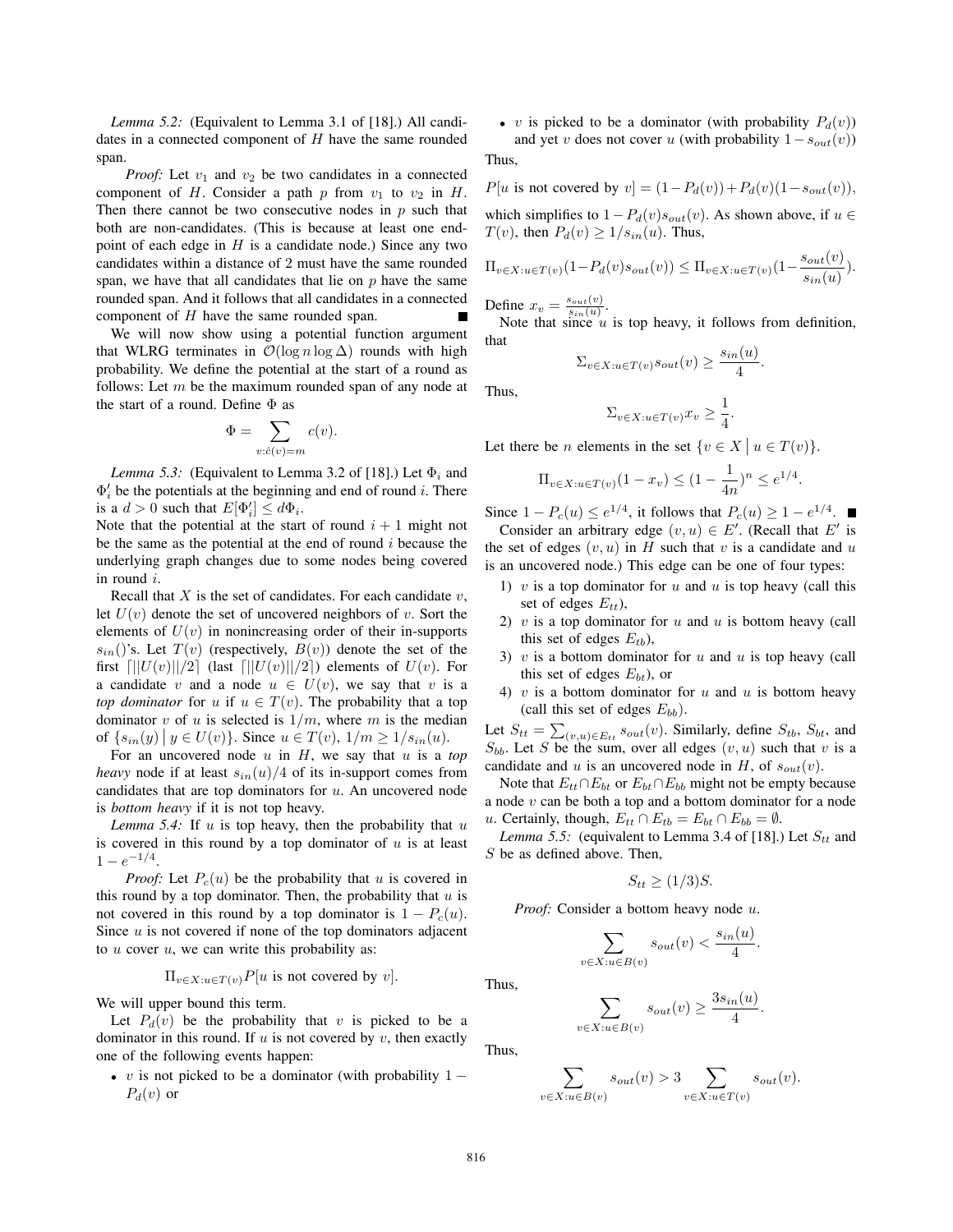*Lemma 5.2:* (Equivalent to Lemma 3.1 of [18].) All candidates in a connected component of $H$ have the same rounded span.

*Proof:* Let $v_1$ and $v_2$ be two candidates in a connected component of $H$. Consider a path $p$ from $v_1$ to $v_2$ in $H$. Then there cannot be two consecutive nodes in $p$ such that both are non-candidates. (This is because at least one endpoint of each edge in $H$ is a candidate node.) Since any two candidates within a distance of 2 must have the same rounded span, we have that all candidates that lie on $p$ have the same rounded span. And it follows that all candidates in a connected component of $H$ have the same rounded span. ∎

We will now show using a potential function argument that WLRG terminates in $\mathcal{O}(\log n \log \Delta)$ rounds with high probability. We define the potential at the start of a round as follows: Let $m$ be the maximum rounded span of any node at the start of a round. Define $\Phi$ as

$$\Phi = \sum_{v:\hat{c}(v)=m} c(v).$$

*Lemma 5.3:* (Equivalent to Lemma 3.2 of [18].) Let $\Phi_i$ and $\Phi_i'$ be the potentials at the beginning and end of round $i$. There is a $d > 0$ such that $E[\Phi_i'] \leq d\Phi_i$.

Note that the potential at the start of round $i+1$ might not be the same as the potential at the end of round $i$ because the underlying graph changes due to some nodes being covered in round $i$.

Recall that $X$ is the set of candidates. For each candidate $v$, let $U(v)$ denote the set of uncovered neighbors of $v$. Sort the elements of $U(v)$ in nonincreasing order of their in-supports $s_{in}()$'s. Let $T(v)$ (respectively, $B(v)$) denote the set of the first $\lceil ||U(v)||/2 \rceil$ (last $\lceil ||U(v)||/2 \rceil$) elements of $U(v)$. For a candidate $v$ and a node $u \in U(v)$, we say that $v$ is a *top dominator* for $u$ if $u \in T(v)$. The probability that a top dominator $v$ of $u$ is selected is $1/m$, where $m$ is the median of $\{s_{in}(y) \mid y \in U(v)\}$. Since $u \in T(v)$, $1/m \geq 1/s_{in}(u)$.

For an uncovered node $u$ in $H$, we say that $u$ is a *top heavy* node if at least $s_{in}(u)/4$ of its in-support comes from candidates that are top dominators for $u$. An uncovered node is *bottom heavy* if it is not top heavy.

*Lemma 5.4:* If $u$ is top heavy, then the probability that $u$ is covered in this round by a top dominator of $u$ is at least $1 - e^{-1/4}$.

*Proof:* Let $P_c(u)$ be the probability that $u$ is covered in this round by a top dominator. Then, the probability that $u$ is not covered in this round by a top dominator is $1 - P_c(u)$. Since $u$ is not covered if none of the top dominators adjacent to $u$ cover $u$, we can write this probability as:

$$\Pi_{v \in X: u \in T(v)} P[u \text{ is not covered by } v].$$

We will upper bound this term.

Let $P_d(v)$ be the probability that $v$ is picked to be a dominator in this round. If $u$ is not covered by $v$, then exactly one of the following events happen:

- $v$ is not picked to be a dominator (with probability $1 - P_d(v)$) or
- $v$ is picked to be a dominator (with probability $P_d(v)$) and yet $v$ does not cover $u$ (with probability $1 - s_{out}(v)$)

Thus,

$$P[u \text{ is not covered by } v] = (1 - P_d(v)) + P_d(v)(1 - s_{out}(v)),$$

which simplifies to $1 - P_d(v)s_{out}(v)$. As shown above, if $u \in T(v)$, then $P_d(v) \geq 1/s_{in}(u)$. Thus,

$$\Pi_{v \in X: u \in T(v)}(1 - P_d(v)s_{out}(v)) \leq \Pi_{v \in X: u \in T(v)}(1 - \frac{s_{out}(v)}{s_{in}(u)}).$$

Define $x_v = \frac{s_{out}(v)}{s_{in}(u)}$.

Note that since $u$ is top heavy, it follows from definition, that

$$\Sigma_{v \in X: u \in T(v)} s_{out}(v) \geq \frac{s_{in}(u)}{4}.$$

Thus,

$$\Sigma_{v \in X: u \in T(v)} x_v \geq \frac{1}{4}.$$

Let there be $n$ elements in the set $\{v \in X \mid u \in T(v)\}$.

$$\Pi_{v \in X: u \in T(v)}(1 - x_v) \leq (1 - \frac{1}{4n})^n \leq e^{1/4}.$$

Since $1 - P_c(u) \leq e^{1/4}$, it follows that $P_c(u) \geq 1 - e^{1/4}$. ∎

Consider an arbitrary edge $(v, u) \in E'$. (Recall that $E'$ is the set of edges $(v, u)$ in $H$ such that $v$ is a candidate and $u$ is an uncovered node.) This edge can be one of four types:

1) $v$ is a top dominator for $u$ and $u$ is top heavy (call this set of edges $E_{tt}$),
2) $v$ is a top dominator for $u$ and $u$ is bottom heavy (call this set of edges $E_{tb}$),
3) $v$ is a bottom dominator for $u$ and $u$ is top heavy (call this set of edges $E_{bt}$), or
4) $v$ is a bottom dominator for $u$ and $u$ is bottom heavy (call this set of edges $E_{bb}$).

Let $S_{tt} = \sum_{(v,u) \in E_{tt}} s_{out}(v)$. Similarly, define $S_{tb}$, $S_{bt}$, and $S_{bb}$. Let $S$ be the sum, over all edges $(v, u)$ such that $v$ is a candidate and $u$ is an uncovered node in $H$, of $s_{out}(v)$.

Note that $E_{tt} \cap E_{bt}$ or $E_{bt} \cap E_{bb}$ might not be empty because a node $v$ can be both a top and a bottom dominator for a node $u$. Certainly, though, $E_{tt} \cap E_{tb} = E_{bt} \cap E_{bb} = \emptyset$.

*Lemma 5.5:* (equivalent to Lemma 3.4 of [18].) Let $S_{tt}$ and $S$ be as defined above. Then,

$$S_{tt} \geq (1/3)S.$$

*Proof:* Consider a bottom heavy node $u$.

$$\sum_{v \in X: u \in B(v)} s_{out}(v) < \frac{s_{in}(u)}{4}.$$

Thus,

$$\sum_{v \in X: u \in B(v)} s_{out}(v) \geq \frac{3s_{in}(u)}{4}.$$

Thus,

$$\sum_{v \in X: u \in B(v)} s_{out}(v) > 3 \sum_{v \in X: u \in T(v)} s_{out}(v).$$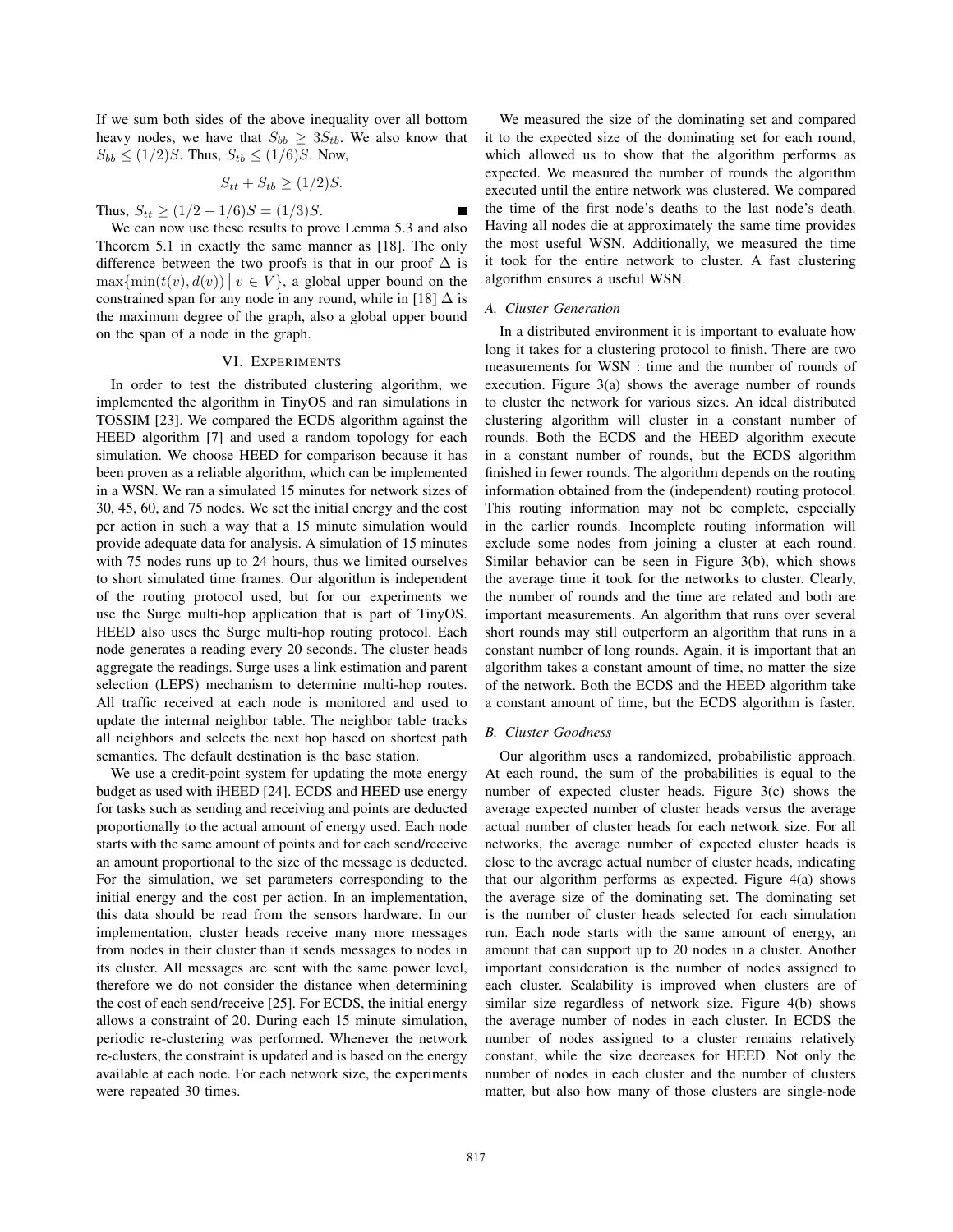If we sum both sides of the above inequality over all bottom heavy nodes, we have that $S_{bb} \geq 3S_{tb}$. We also know that $S_{bb} \leq (1/2)S$. Thus, $S_{tb} \leq (1/6)S$. Now,

$$S_{tt} + S_{tb} \geq (1/2)S.$$

Thus, $S_{tt} \geq (1/2 - 1/6)S = (1/3)S$. ■

We can now use these results to prove Lemma 5.3 and also Theorem 5.1 in exactly the same manner as [18]. The only difference between the two proofs is that in our proof $\Delta$ is $\max\{\min(t(v), d(v)) \mid v \in V\}$, a global upper bound on the constrained span for any node in any round, while in [18] $\Delta$ is the maximum degree of the graph, also a global upper bound on the span of a node in the graph.

## VI. Experiments

In order to test the distributed clustering algorithm, we implemented the algorithm in TinyOS and ran simulations in TOSSIM [23]. We compared the ECDS algorithm against the HEED algorithm [7] and used a random topology for each simulation. We choose HEED for comparison because it has been proven as a reliable algorithm, which can be implemented in a WSN. We ran a simulated 15 minutes for network sizes of 30, 45, 60, and 75 nodes. We set the initial energy and the cost per action in such a way that a 15 minute simulation would provide adequate data for analysis. A simulation of 15 minutes with 75 nodes runs up to 24 hours, thus we limited ourselves to short simulated time frames. Our algorithm is independent of the routing protocol used, but for our experiments we use the Surge multi-hop application that is part of TinyOS. HEED also uses the Surge multi-hop routing protocol. Each node generates a reading every 20 seconds. The cluster heads aggregate the readings. Surge uses a link estimation and parent selection (LEPS) mechanism to determine multi-hop routes. All traffic received at each node is monitored and used to update the internal neighbor table. The neighbor table tracks all neighbors and selects the next hop based on shortest path semantics. The default destination is the base station.

We use a credit-point system for updating the mote energy budget as used with iHEED [24]. ECDS and HEED use energy for tasks such as sending and receiving and points are deducted proportionally to the actual amount of energy used. Each node starts with the same amount of points and for each send/receive an amount proportional to the size of the message is deducted. For the simulation, we set parameters corresponding to the initial energy and the cost per action. In an implementation, this data should be read from the sensors hardware. In our implementation, cluster heads receive many more messages from nodes in their cluster than it sends messages to nodes in its cluster. All messages are sent with the same power level, therefore we do not consider the distance when determining the cost of each send/receive [25]. For ECDS, the initial energy allows a constraint of 20. During each 15 minute simulation, periodic re-clustering was performed. Whenever the network re-clusters, the constraint is updated and is based on the energy available at each node. For each network size, the experiments were repeated 30 times.

We measured the size of the dominating set and compared it to the expected size of the dominating set for each round, which allowed us to show that the algorithm performs as expected. We measured the number of rounds the algorithm executed until the entire network was clustered. We compared the time of the first node's deaths to the last node's death. Having all nodes die at approximately the same time provides the most useful WSN. Additionally, we measured the time it took for the entire network to cluster. A fast clustering algorithm ensures a useful WSN.

### A. Cluster Generation

In a distributed environment it is important to evaluate how long it takes for a clustering protocol to finish. There are two measurements for WSN : time and the number of rounds of execution. Figure 3(a) shows the average number of rounds to cluster the network for various sizes. An ideal distributed clustering algorithm will cluster in a constant number of rounds. Both the ECDS and the HEED algorithm execute in a constant number of rounds, but the ECDS algorithm finished in fewer rounds. The algorithm depends on the routing information obtained from the (independent) routing protocol. This routing information may not be complete, especially in the earlier rounds. Incomplete routing information will exclude some nodes from joining a cluster at each round. Similar behavior can be seen in Figure 3(b), which shows the average time it took for the networks to cluster. Clearly, the number of rounds and the time are related and both are important measurements. An algorithm that runs over several short rounds may still outperform an algorithm that runs in a constant number of long rounds. Again, it is important that an algorithm takes a constant amount of time, no matter the size of the network. Both the ECDS and the HEED algorithm take a constant amount of time, but the ECDS algorithm is faster.

### B. Cluster Goodness

Our algorithm uses a randomized, probabilistic approach. At each round, the sum of the probabilities is equal to the number of expected cluster heads. Figure 3(c) shows the average expected number of cluster heads versus the average actual number of cluster heads for each network size. For all networks, the average number of expected cluster heads is close to the average actual number of cluster heads, indicating that our algorithm performs as expected. Figure 4(a) shows the average size of the dominating set. The dominating set is the number of cluster heads selected for each simulation run. Each node starts with the same amount of energy, an amount that can support up to 20 nodes in a cluster. Another important consideration is the number of nodes assigned to each cluster. Scalability is improved when clusters are of similar size regardless of network size. Figure 4(b) shows the average number of nodes in each cluster. In ECDS the number of nodes assigned to a cluster remains relatively constant, while the size decreases for HEED. Not only the number of nodes in each cluster and the number of clusters matter, but also how many of those clusters are single-node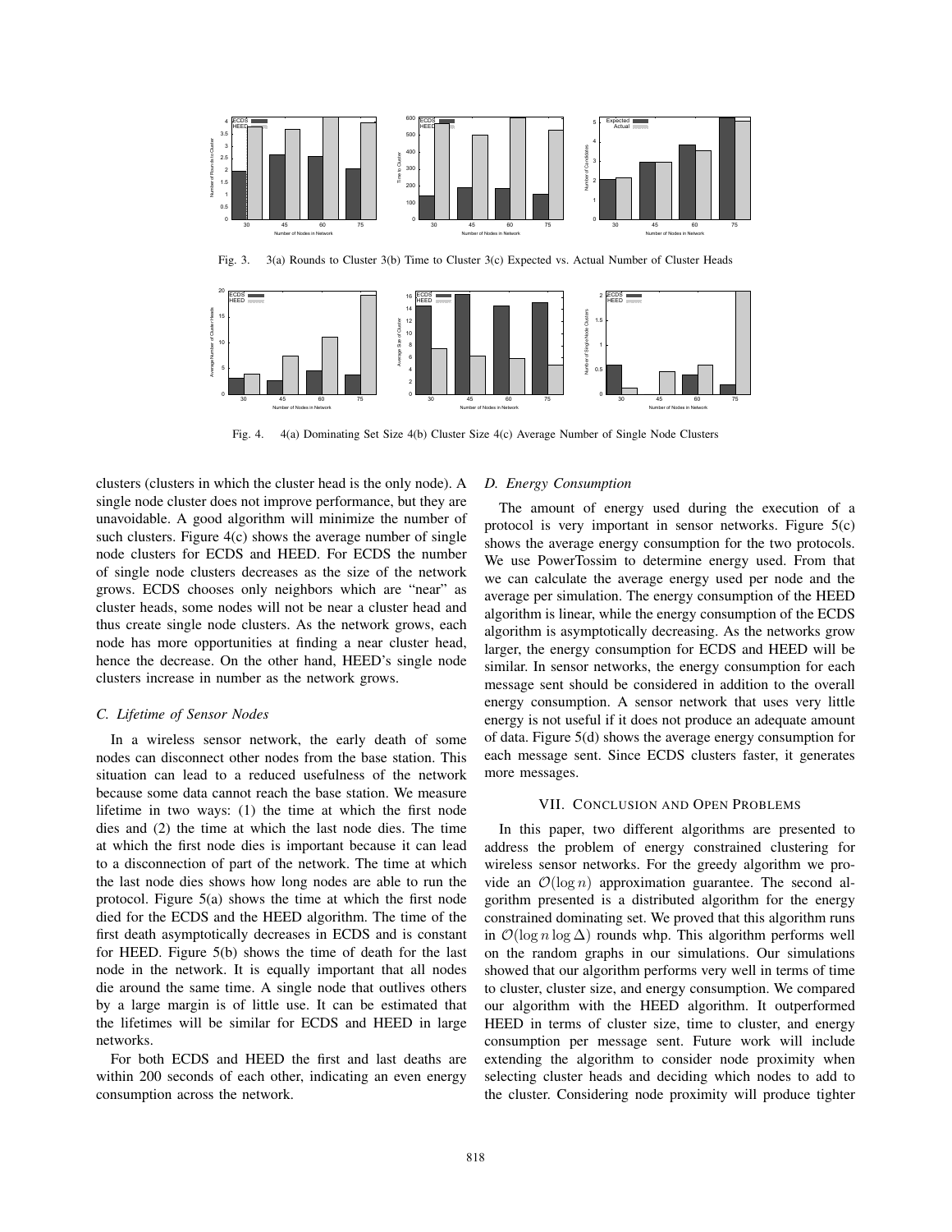Fig. 3. 3(a) Rounds to Cluster 3(b) Time to Cluster 3(c) Expected vs. Actual Number of Cluster Heads

Fig. 4. 4(a) Dominating Set Size 4(b) Cluster Size 4(c) Average Number of Single Node Clusters

clusters (clusters in which the cluster head is the only node). A single node cluster does not improve performance, but they are unavoidable. A good algorithm will minimize the number of such clusters. Figure 4(c) shows the average number of single node clusters for ECDS and HEED. For ECDS the number of single node clusters decreases as the size of the network grows. ECDS chooses only neighbors which are "near" as cluster heads, some nodes will not be near a cluster head and thus create single node clusters. As the network grows, each node has more opportunities at finding a near cluster head, hence the decrease. On the other hand, HEED's single node clusters increase in number as the network grows.

### C. Lifetime of Sensor Nodes

In a wireless sensor network, the early death of some nodes can disconnect other nodes from the base station. This situation can lead to a reduced usefulness of the network because some data cannot reach the base station. We measure lifetime in two ways: (1) the time at which the first node dies and (2) the time at which the last node dies. The time at which the first node dies is important because it can lead to a disconnection of part of the network. The time at which the last node dies shows how long nodes are able to run the protocol. Figure 5(a) shows the time at which the first node died for the ECDS and the HEED algorithm. The time of the first death asymptotically decreases in ECDS and is constant for HEED. Figure 5(b) shows the time of death for the last node in the network. It is equally important that all nodes die around the same time. A single node that outlives others by a large margin is of little use. It can be estimated that the lifetimes will be similar for ECDS and HEED in large networks.

For both ECDS and HEED the first and last deaths are within 200 seconds of each other, indicating an even energy consumption across the network.

### D. Energy Consumption

The amount of energy used during the execution of a protocol is very important in sensor networks. Figure 5(c) shows the average energy consumption for the two protocols. We use PowerTossim to determine energy used. From that we can calculate the average energy used per node and the average per simulation. The energy consumption of the HEED algorithm is linear, while the energy consumption of the ECDS algorithm is asymptotically decreasing. As the networks grow larger, the energy consumption for ECDS and HEED will be similar. In sensor networks, the energy consumption for each message sent should be considered in addition to the overall energy consumption. A sensor network that uses very little energy is not useful if it does not produce an adequate amount of data. Figure 5(d) shows the average energy consumption for each message sent. Since ECDS clusters faster, it generates more messages.

## VII. Conclusion and Open Problems

In this paper, two different algorithms are presented to address the problem of energy constrained clustering for wireless sensor networks. For the greedy algorithm we provide an $\mathcal{O}(\log n)$ approximation guarantee. The second algorithm presented is a distributed algorithm for the energy constrained dominating set. We proved that this algorithm runs in $\mathcal{O}(\log n \log \Delta)$ rounds whp. This algorithm performs well on the random graphs in our simulations. Our simulations showed that our algorithm performs very well in terms of time to cluster, cluster size, and energy consumption. We compared our algorithm with the HEED algorithm. It outperformed HEED in terms of cluster size, time to cluster, and energy consumption per message sent. Future work will include extending the algorithm to consider node proximity when selecting cluster heads and deciding which nodes to add to the cluster. Considering node proximity will produce tighter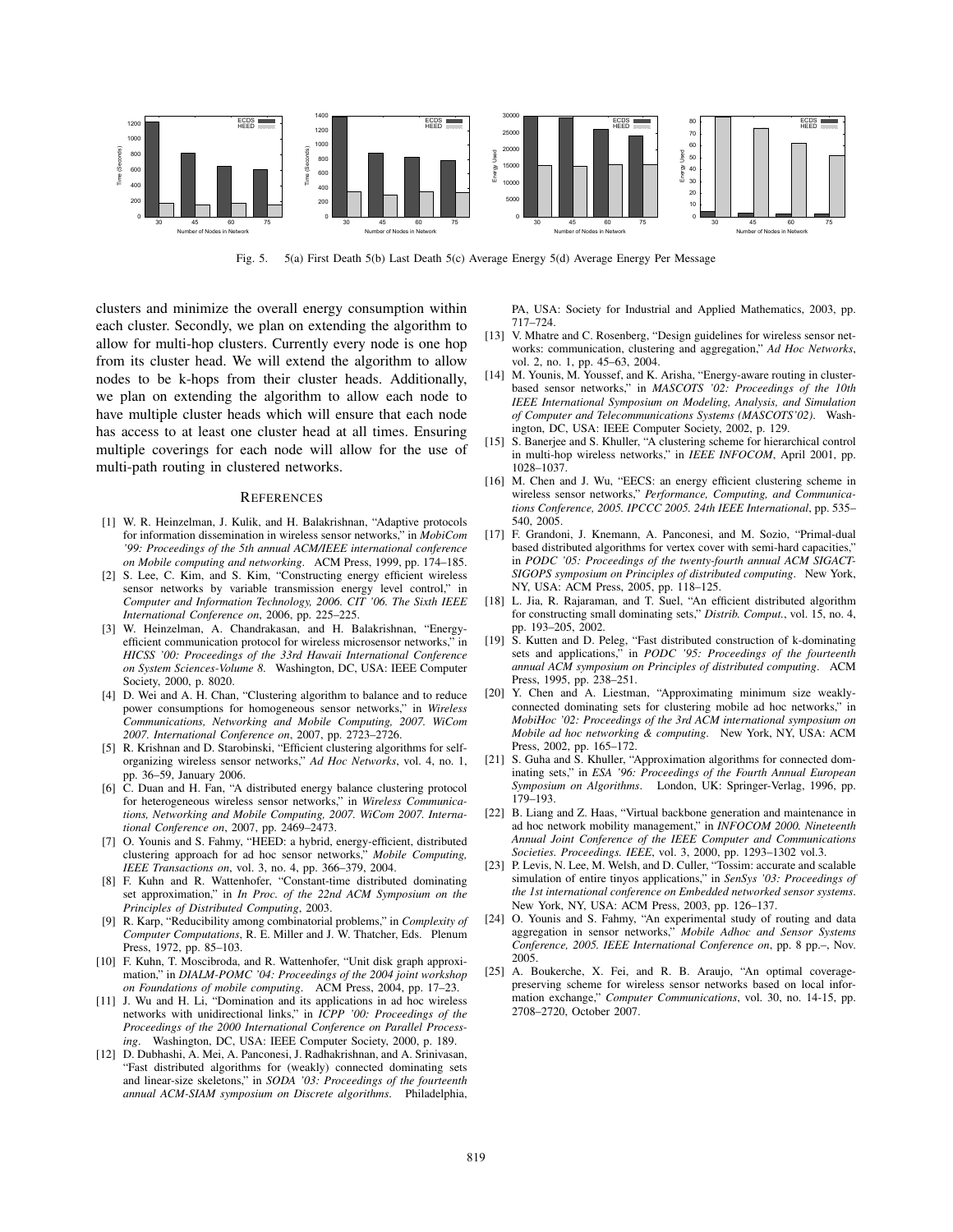ECDS HEED

Time (Seconds)

1200 1000 800 600 400 200 0

30 45 60 75

Number of Nodes in Network

ECDS HEED

Time (Seconds)

1400 1200 1000 800 600 400 200 0

30 45 60 75

Number of Nodes in Network

ECDS HEED

Energy Used

30000 25000 20000 15000 10000 5000 0

30 45 60 75

Number of Nodes in Network

ECDS HEED

Energy Used

80 70 60 50 40 30 20 10 0

30 45 60 75

Number of Nodes in Network

Fig. 5. 5(a) First Death 5(b) Last Death 5(c) Average Energy 5(d) Average Energy Per Message

clusters and minimize the overall energy consumption within each cluster. Secondly, we plan on extending the algorithm to allow for multi-hop clusters. Currently every node is one hop from its cluster head. We will extend the algorithm to allow nodes to be k-hops from their cluster heads. Additionally, we plan on extending the algorithm to allow each node to have multiple cluster heads which will ensure that each node has access to at least one cluster head at all times. Ensuring multiple coverings for each node will allow for the use of multi-path routing in clustered networks.

## REFERENCES

[1] W. R. Heinzelman, J. Kulik, and H. Balakrishnan, "Adaptive protocols for information dissemination in wireless sensor networks," in *MobiCom '99: Proceedings of the 5th annual ACM/IEEE international conference on Mobile computing and networking*. ACM Press, 1999, pp. 174–185.

[2] S. Lee, C. Kim, and S. Kim, "Constructing energy efficient wireless sensor networks by variable transmission energy level control," in *Computer and Information Technology, 2006. CIT '06. The Sixth IEEE International Conference on*, 2006, pp. 225–225.

[3] W. Heinzelman, A. Chandrakasan, and H. Balakrishnan, "Energy-efficient communication protocol for wireless microsensor networks," in *HICSS '00: Proceedings of the 33rd Hawaii International Conference on System Sciences-Volume 8*. Washington, DC, USA: IEEE Computer Society, 2000, p. 8020.

[4] D. Wei and A. H. Chan, "Clustering algorithm to balance and to reduce power consumptions for homogeneous sensor networks," in *Wireless Communications, Networking and Mobile Computing, 2007. WiCom 2007. International Conference on*, 2007, pp. 2723–2726.

[5] R. Krishnan and D. Starobinski, "Efficient clustering algorithms for self-organizing wireless sensor networks," *Ad Hoc Networks*, vol. 4, no. 1, pp. 36–59, January 2006.

[6] C. Duan and H. Fan, "A distributed energy balance clustering protocol for heterogeneous wireless sensor networks," in *Wireless Communications, Networking and Mobile Computing, 2007. WiCom 2007. International Conference on*, 2007, pp. 2469–2473.

[7] O. Younis and S. Fahmy, "HEED: a hybrid, energy-efficient, distributed clustering approach for ad hoc sensor networks," *Mobile Computing, IEEE Transactions on*, vol. 3, no. 4, pp. 366–379, 2004.

[8] F. Kuhn and R. Wattenhofer, "Constant-time distributed dominating set approximation," in *In Proc. of the 22nd ACM Symposium on the Principles of Distributed Computing*, 2003.

[9] R. Karp, "Reducibility among combinatorial problems," in *Complexity of Computer Computations*, R. E. Miller and J. W. Thatcher, Eds. Plenum Press, 1972, pp. 85–103.

[10] F. Kuhn, T. Moscibroda, and R. Wattenhofer, "Unit disk graph approximation," in *DIALM-POMC '04: Proceedings of the 2004 joint workshop on Foundations of mobile computing*. ACM Press, 2004, pp. 17–23.

[11] J. Wu and H. Li, "Domination and its applications in ad hoc wireless networks with unidirectional links," in *ICPP '00: Proceedings of the Proceedings of the 2000 International Conference on Parallel Processing*. Washington, DC, USA: IEEE Computer Society, 2000, p. 189.

[12] D. Dubhashi, A. Mei, A. Panconesi, J. Radhakrishnan, and A. Srinivasan, "Fast distributed algorithms for (weakly) connected dominating sets and linear-size skeletons," in *SODA '03: Proceedings of the fourteenth annual ACM-SIAM symposium on Discrete algorithms*. Philadelphia, PA, USA: Society for Industrial and Applied Mathematics, 2003, pp. 717–724.

[13] V. Mhatre and C. Rosenberg, "Design guidelines for wireless sensor networks: communication, clustering and aggregation," *Ad Hoc Networks*, vol. 2, no. 1, pp. 45–63, 2004.

[14] M. Younis, M. Youssef, and K. Arisha, "Energy-aware routing in cluster-based sensor networks," in *MASCOTS '02: Proceedings of the 10th IEEE International Symposium on Modeling, Analysis, and Simulation of Computer and Telecommunications Systems (MASCOTS'02)*. Washington, DC, USA: IEEE Computer Society, 2002, p. 129.

[15] S. Banerjee and S. Khuller, "A clustering scheme for hierarchical control in multi-hop wireless networks," in *IEEE INFOCOM*, April 2001, pp. 1028–1037.

[16] M. Chen and J. Wu, "EECS: an energy efficient clustering scheme in wireless sensor networks," *Performance, Computing, and Communications Conference, 2005. IPCCC 2005. 24th IEEE International*, pp. 535–540, 2005.

[17] F. Grandoni, J. Knemann, A. Panconesi, and M. Sozio, "Primal-dual based distributed algorithms for vertex cover with semi-hard capacities," in *PODC '05: Proceedings of the twenty-fourth annual ACM SIGACT-SIGOPS symposium on Principles of distributed computing*. New York, NY, USA: ACM Press, 2005, pp. 118–125.

[18] L. Jia, R. Rajaraman, and T. Suel, "An efficient distributed algorithm for constructing small dominating sets," *Distrib. Comput.*, vol. 15, no. 4, pp. 193–205, 2002.

[19] S. Kutten and D. Peleg, "Fast distributed construction of k-dominating sets and applications," in *PODC '95: Proceedings of the fourteenth annual ACM symposium on Principles of distributed computing*. ACM Press, 1995, pp. 238–251.

[20] Y. Chen and A. Liestman, "Approximating minimum size weakly-connected dominating sets for clustering mobile ad hoc networks," in *MobiHoc '02: Proceedings of the 3rd ACM international symposium on Mobile ad hoc networking & computing*. New York, NY, USA: ACM Press, 2002, pp. 165–172.

[21] S. Guha and S. Khuller, "Approximation algorithms for connected dominating sets," in *ESA '96: Proceedings of the Fourth Annual European Symposium on Algorithms*. London, UK: Springer-Verlag, 1996, pp. 179–193.

[22] B. Liang and Z. Haas, "Virtual backbone generation and maintenance in ad hoc network mobility management," in *INFOCOM 2000. Nineteenth Annual Joint Conference of the IEEE Computer and Communications Societies. Proceedings. IEEE*, vol. 3, 2000, pp. 1293–1302 vol.3.

[23] P. Levis, N. Lee, M. Welsh, and D. Culler, "Tossim: accurate and scalable simulation of entire tinyos applications," in *SenSys '03: Proceedings of the 1st international conference on Embedded networked sensor systems*. New York, NY, USA: ACM Press, 2003, pp. 126–137.

[24] O. Younis and S. Fahmy, "An experimental study of routing and data aggregation in sensor networks," *Mobile Adhoc and Sensor Systems Conference, 2005. IEEE International Conference on*, pp. 8 pp.–, Nov. 2005.

[25] A. Boukerche, X. Fei, and R. B. Araujo, "An optimal coverage-preserving scheme for wireless sensor networks based on local information exchange," *Computer Communications*, vol. 30, no. 14-15, pp. 2708–2720, October 2007.